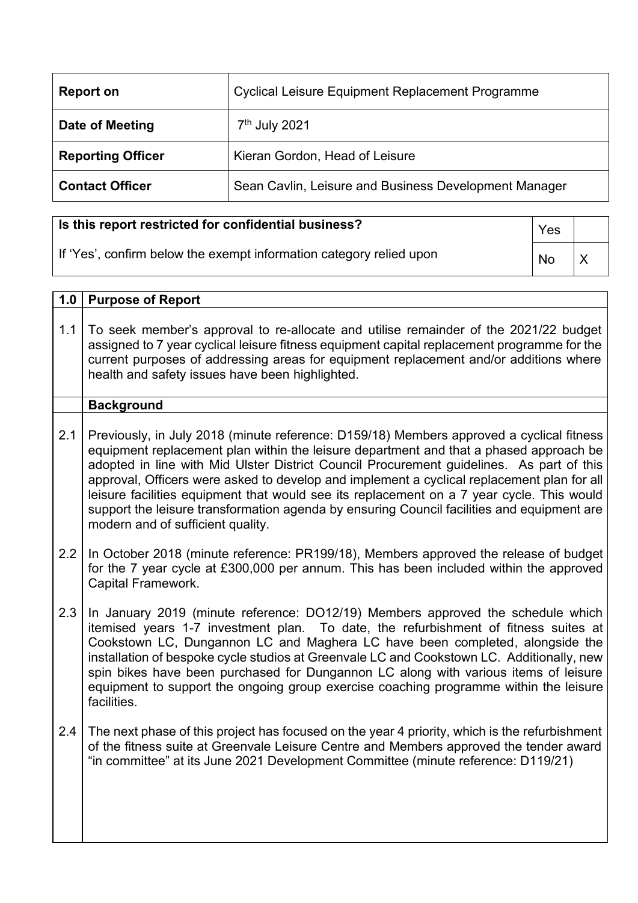| **Report on** | Cyclical Leisure Equipment Replacement Programme |
|---|---|
| **Date of Meeting** | 7th July 2021 |
| **Reporting Officer** | Kieran Gordon, Head of Leisure |
| **Contact Officer** | Sean Cavlin, Leisure and Business Development Manager |

| **Is this report restricted for confidential business?** If 'Yes', confirm below the exempt information category relied upon | Yes | |
|---|---|---|
| | No | X |

| **1.0** | **Purpose of Report** |
|---|---|
| 1.1 | To seek member's approval to re-allocate and utilise remainder of the 2021/22 budget assigned to 7 year cyclical leisure fitness equipment capital replacement programme for the current purposes of addressing areas for equipment replacement and/or additions where health and safety issues have been highlighted. |
| | **Background** |
| 2.1 | Previously, in July 2018 (minute reference: D159/18) Members approved a cyclical fitness equipment replacement plan within the leisure department and that a phased approach be adopted in line with Mid Ulster District Council Procurement guidelines. As part of this approval, Officers were asked to develop and implement a cyclical replacement plan for all leisure facilities equipment that would see its replacement on a 7 year cycle. This would support the leisure transformation agenda by ensuring Council facilities and equipment are modern and of sufficient quality. |
| 2.2 | In October 2018 (minute reference: PR199/18), Members approved the release of budget for the 7 year cycle at £300,000 per annum. This has been included within the approved Capital Framework. |
| 2.3 | In January 2019 (minute reference: DO12/19) Members approved the schedule which itemised years 1-7 investment plan. To date, the refurbishment of fitness suites at Cookstown LC, Dungannon LC and Maghera LC have been completed, alongside the installation of bespoke cycle studios at Greenvale LC and Cookstown LC. Additionally, new spin bikes have been purchased for Dungannon LC along with various items of leisure equipment to support the ongoing group exercise coaching programme within the leisure facilities. |
| 2.4 | The next phase of this project has focused on the year 4 priority, which is the refurbishment of the fitness suite at Greenvale Leisure Centre and Members approved the tender award "in committee" at its June 2021 Development Committee (minute reference: D119/21) |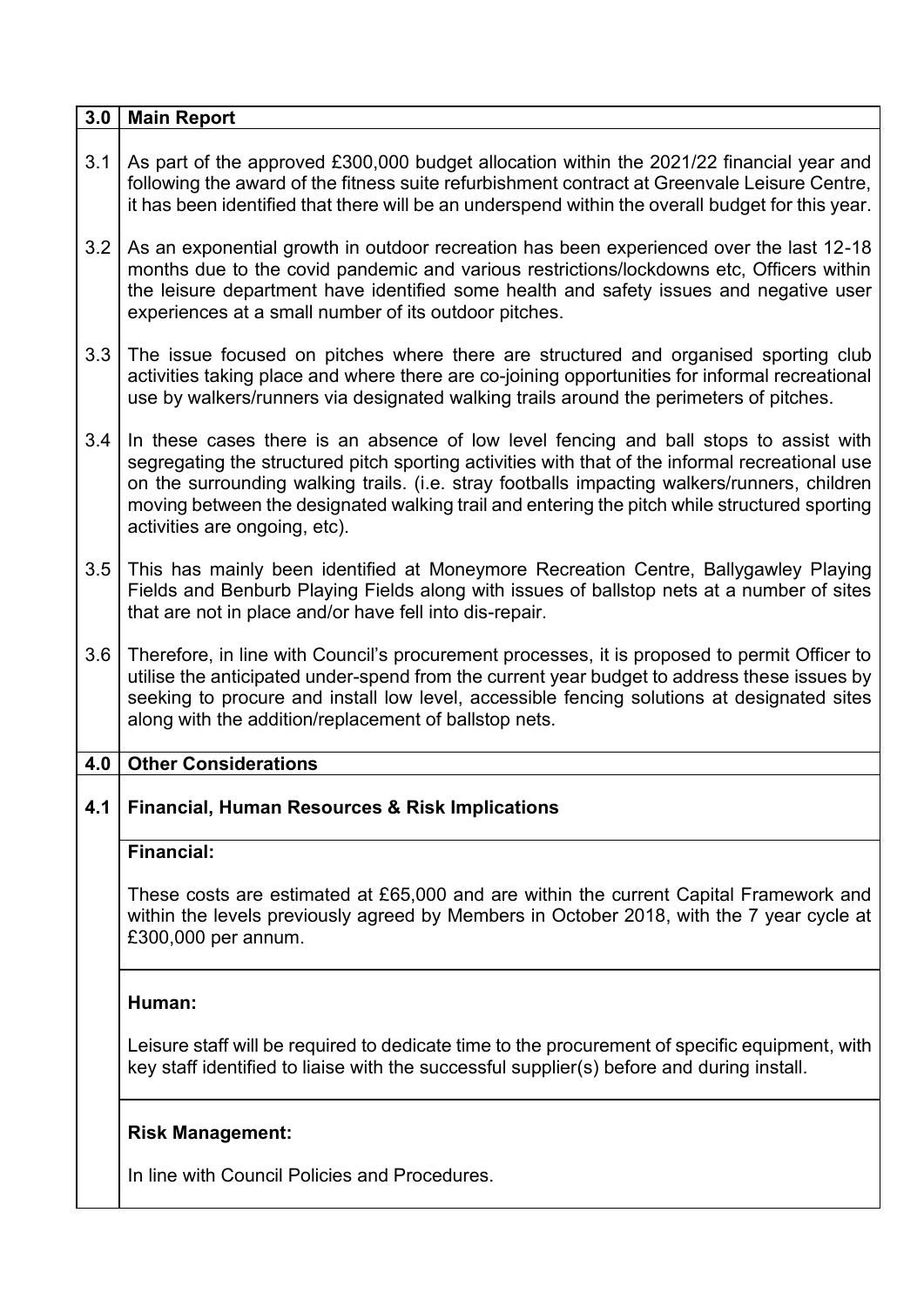| 3.0 | Main Report |
|---|---|
| 3.1 | As part of the approved £300,000 budget allocation within the 2021/22 financial year and following the award of the fitness suite refurbishment contract at Greenvale Leisure Centre, it has been identified that there will be an underspend within the overall budget for this year. |
| 3.2 | As an exponential growth in outdoor recreation has been experienced over the last 12-18 months due to the covid pandemic and various restrictions/lockdowns etc, Officers within the leisure department have identified some health and safety issues and negative user experiences at a small number of its outdoor pitches. |
| 3.3 | The issue focused on pitches where there are structured and organised sporting club activities taking place and where there are co-joining opportunities for informal recreational use by walkers/runners via designated walking trails around the perimeters of pitches. |
| 3.4 | In these cases there is an absence of low level fencing and ball stops to assist with segregating the structured pitch sporting activities with that of the informal recreational use on the surrounding walking trails. (i.e. stray footballs impacting walkers/runners, children moving between the designated walking trail and entering the pitch while structured sporting activities are ongoing, etc). |
| 3.5 | This has mainly been identified at Moneymore Recreation Centre, Ballygawley Playing Fields and Benburb Playing Fields along with issues of ballstop nets at a number of sites that are not in place and/or have fell into dis-repair. |
| 3.6 | Therefore, in line with Council's procurement processes, it is proposed to permit Officer to utilise the anticipated under-spend from the current year budget to address these issues by seeking to procure and install low level, accessible fencing solutions at designated sites along with the addition/replacement of ballstop nets. |
| **4.0** | **Other Considerations** |
| **4.1** | **Financial, Human Resources & Risk Implications** |
| | **Financial:**<br><br>These costs are estimated at £65,000 and are within the current Capital Framework and within the levels previously agreed by Members in October 2018, with the 7 year cycle at £300,000 per annum. |
| | **Human:**<br><br>Leisure staff will be required to dedicate time to the procurement of specific equipment, with key staff identified to liaise with the successful supplier(s) before and during install. |
| | **Risk Management:**<br><br>In line with Council Policies and Procedures. |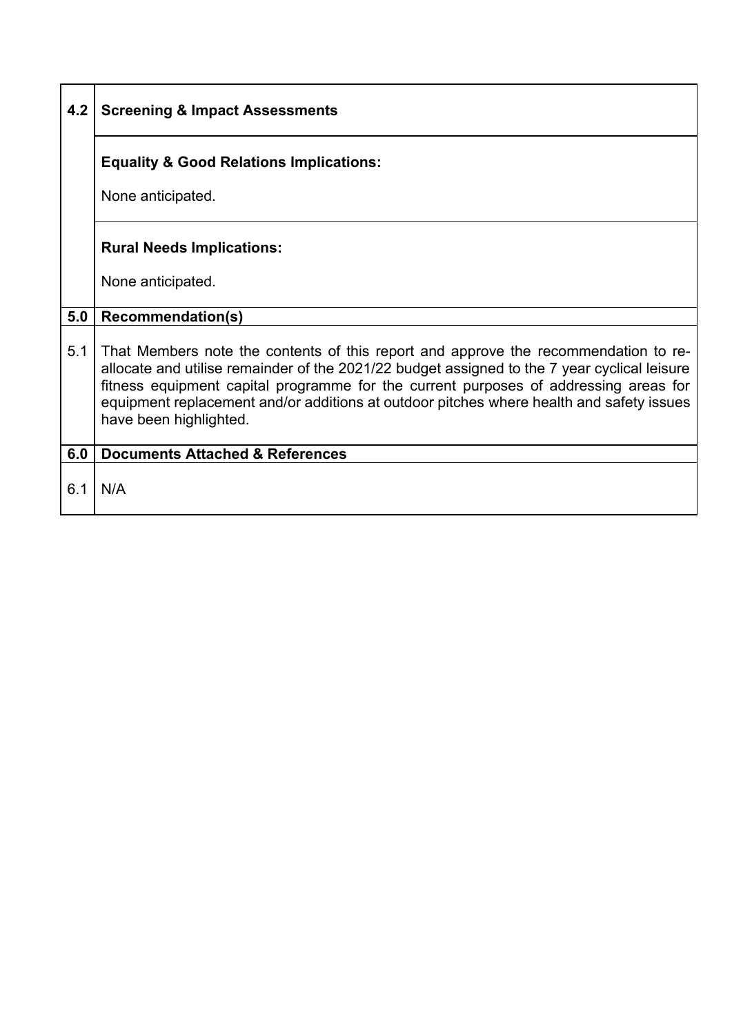| | |
|---|---|
| **4.2** | **Screening & Impact Assessments** |
| | **Equality & Good Relations Implications:**<br><br>None anticipated. |
| | **Rural Needs Implications:**<br><br>None anticipated. |
| **5.0** | **Recommendation(s)** |
| 5.1 | That Members note the contents of this report and approve the recommendation to re-allocate and utilise remainder of the 2021/22 budget assigned to the 7 year cyclical leisure fitness equipment capital programme for the current purposes of addressing areas for equipment replacement and/or additions at outdoor pitches where health and safety issues have been highlighted. |
| **6.0** | **Documents Attached & References** |
| 6.1 | N/A |